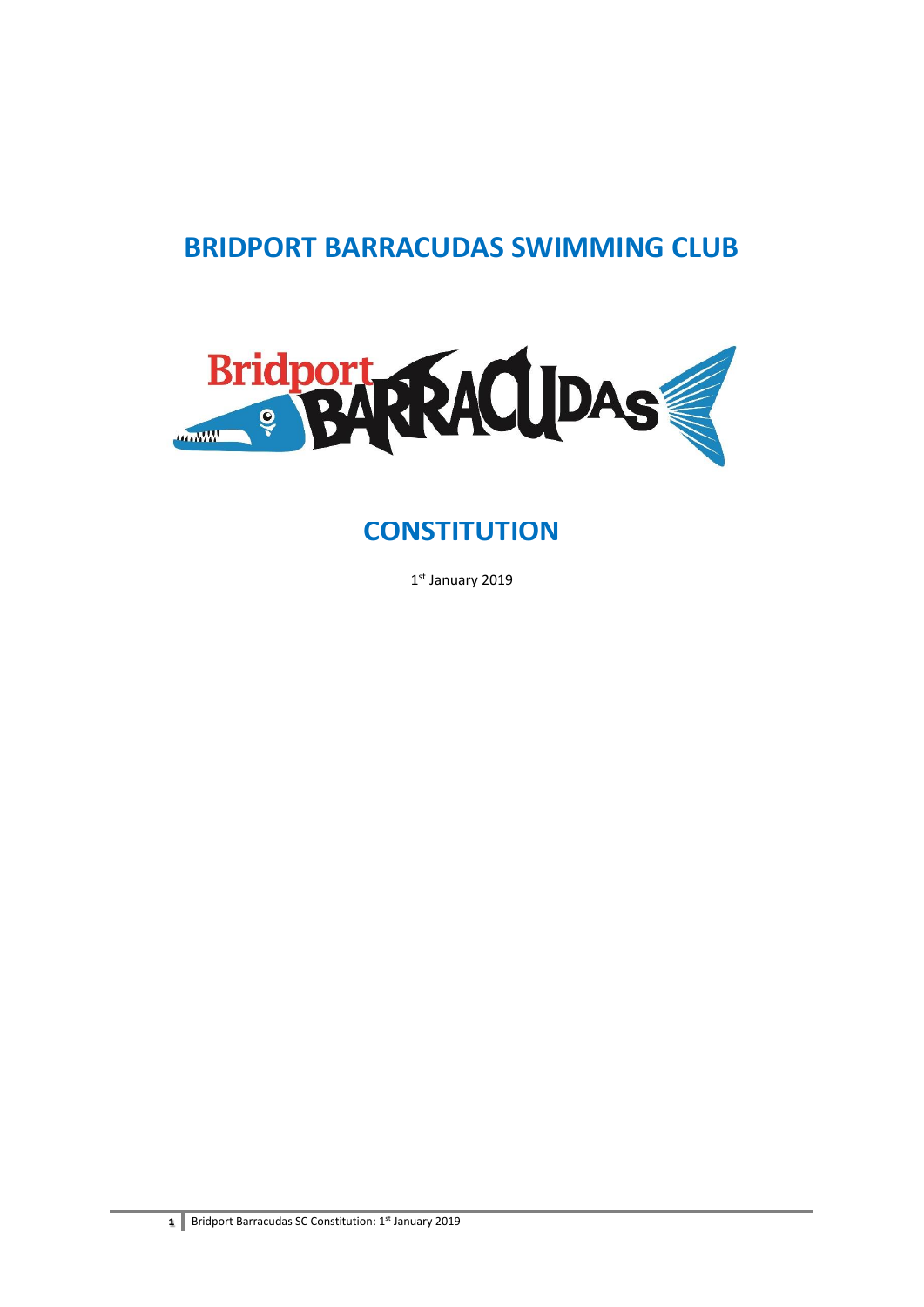# BRIDPORT BARRACUDAS SWIMMING CLUB

## CONSTITUTION

1st January 2019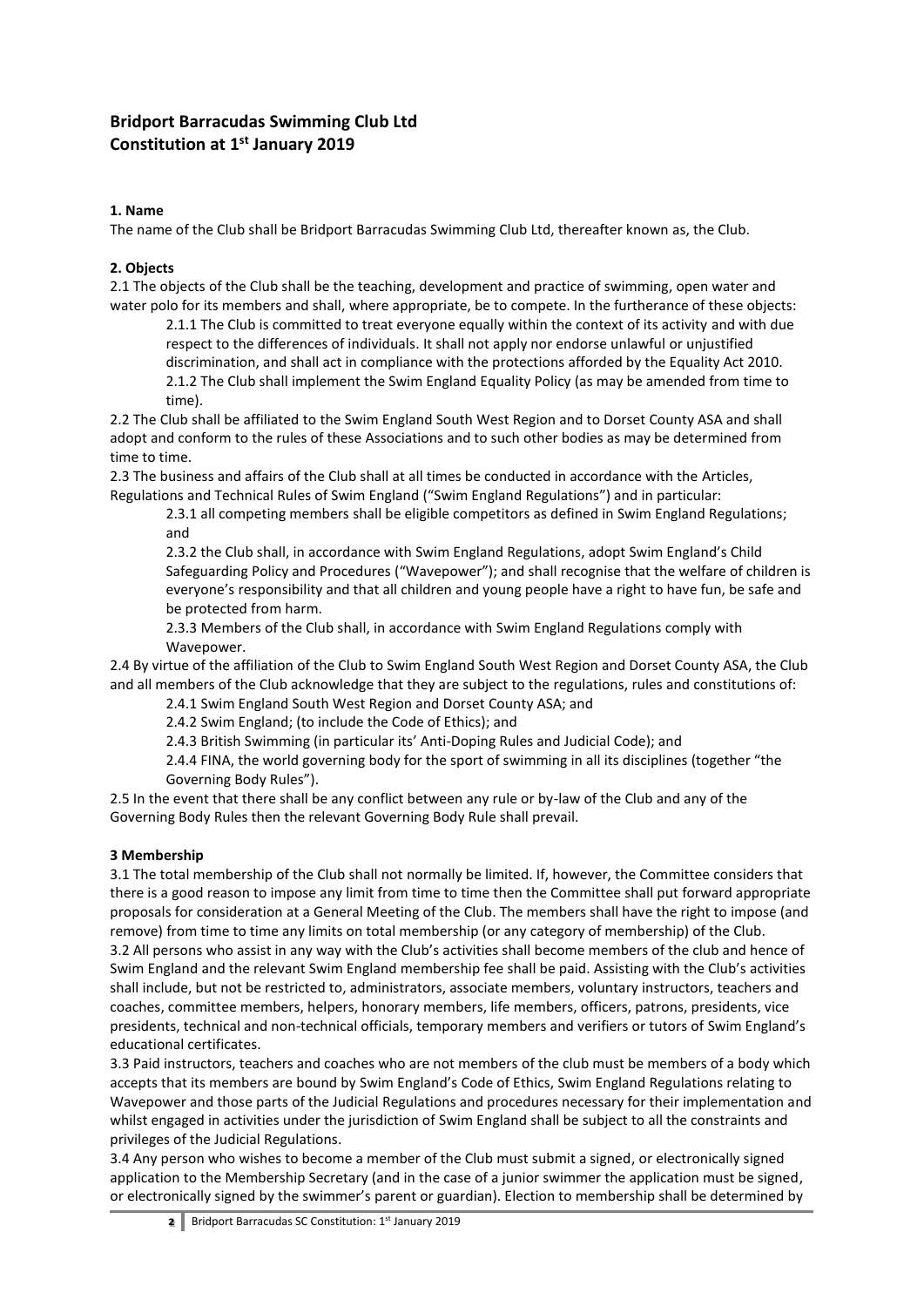# Bridport Barracudas Swimming Club Ltd
# Constitution at 1st January 2019

### 1. Name

The name of the Club shall be Bridport Barracudas Swimming Club Ltd, thereafter known as, the Club.

### 2. Objects

2.1 The objects of the Club shall be the teaching, development and practice of swimming, open water and water polo for its members and shall, where appropriate, be to compete. In the furtherance of these objects:

> 2.1.1 The Club is committed to treat everyone equally within the context of its activity and with due respect to the differences of individuals. It shall not apply nor endorse unlawful or unjustified discrimination, and shall act in compliance with the protections afforded by the Equality Act 2010.
>
> 2.1.2 The Club shall implement the Swim England Equality Policy (as may be amended from time to time).

2.2 The Club shall be affiliated to the Swim England South West Region and to Dorset County ASA and shall adopt and conform to the rules of these Associations and to such other bodies as may be determined from time to time.

2.3 The business and affairs of the Club shall at all times be conducted in accordance with the Articles, Regulations and Technical Rules of Swim England ("Swim England Regulations") and in particular:

> 2.3.1 all competing members shall be eligible competitors as defined in Swim England Regulations; and
>
> 2.3.2 the Club shall, in accordance with Swim England Regulations, adopt Swim England's Child Safeguarding Policy and Procedures ("Wavepower"); and shall recognise that the welfare of children is everyone's responsibility and that all children and young people have a right to have fun, be safe and be protected from harm.
>
> 2.3.3 Members of the Club shall, in accordance with Swim England Regulations comply with Wavepower.

2.4 By virtue of the affiliation of the Club to Swim England South West Region and Dorset County ASA, the Club and all members of the Club acknowledge that they are subject to the regulations, rules and constitutions of:

> 2.4.1 Swim England South West Region and Dorset County ASA; and
>
> 2.4.2 Swim England; (to include the Code of Ethics); and
>
> 2.4.3 British Swimming (in particular its' Anti-Doping Rules and Judicial Code); and
>
> 2.4.4 FINA, the world governing body for the sport of swimming in all its disciplines (together "the Governing Body Rules").

2.5 In the event that there shall be any conflict between any rule or by-law of the Club and any of the Governing Body Rules then the relevant Governing Body Rule shall prevail.

### 3 Membership

3.1 The total membership of the Club shall not normally be limited. If, however, the Committee considers that there is a good reason to impose any limit from time to time then the Committee shall put forward appropriate proposals for consideration at a General Meeting of the Club. The members shall have the right to impose (and remove) from time to time any limits on total membership (or any category of membership) of the Club.

3.2 All persons who assist in any way with the Club's activities shall become members of the club and hence of Swim England and the relevant Swim England membership fee shall be paid. Assisting with the Club's activities shall include, but not be restricted to, administrators, associate members, voluntary instructors, teachers and coaches, committee members, helpers, honorary members, life members, officers, patrons, presidents, vice presidents, technical and non-technical officials, temporary members and verifiers or tutors of Swim England's educational certificates.

3.3 Paid instructors, teachers and coaches who are not members of the club must be members of a body which accepts that its members are bound by Swim England's Code of Ethics, Swim England Regulations relating to Wavepower and those parts of the Judicial Regulations and procedures necessary for their implementation and whilst engaged in activities under the jurisdiction of Swim England shall be subject to all the constraints and privileges of the Judicial Regulations.

3.4 Any person who wishes to become a member of the Club must submit a signed, or electronically signed application to the Membership Secretary (and in the case of a junior swimmer the application must be signed, or electronically signed by the swimmer's parent or guardian). Election to membership shall be determined by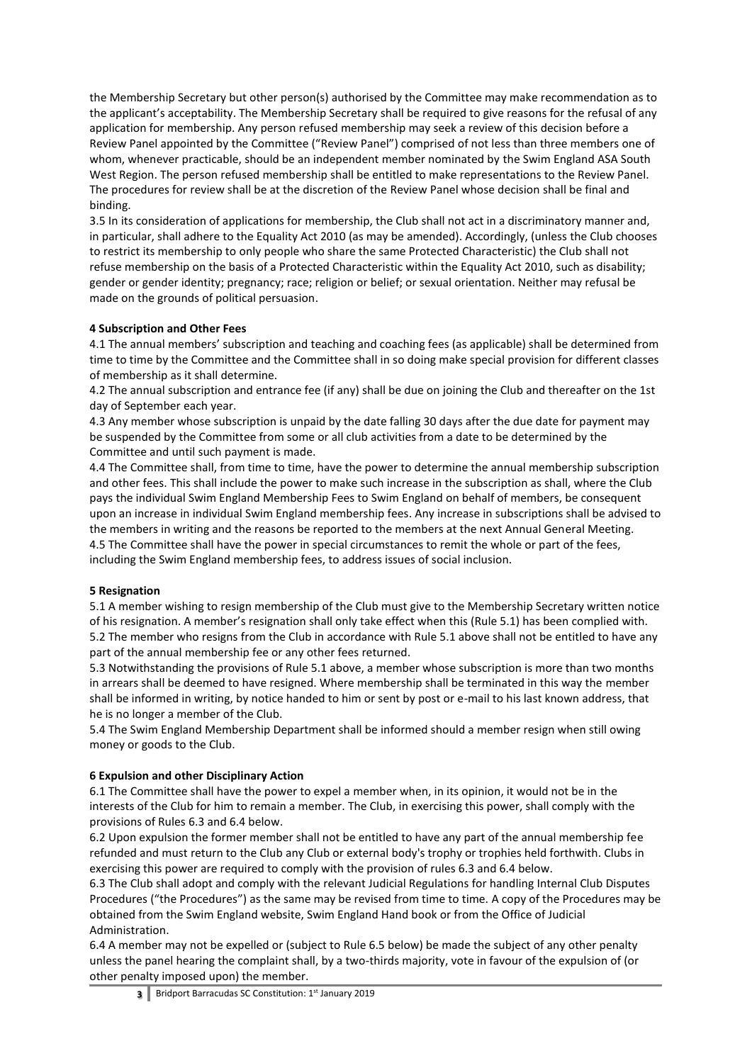the Membership Secretary but other person(s) authorised by the Committee may make recommendation as to the applicant's acceptability. The Membership Secretary shall be required to give reasons for the refusal of any application for membership. Any person refused membership may seek a review of this decision before a Review Panel appointed by the Committee ("Review Panel") comprised of not less than three members one of whom, whenever practicable, should be an independent member nominated by the Swim England ASA South West Region. The person refused membership shall be entitled to make representations to the Review Panel. The procedures for review shall be at the discretion of the Review Panel whose decision shall be final and binding.

3.5 In its consideration of applications for membership, the Club shall not act in a discriminatory manner and, in particular, shall adhere to the Equality Act 2010 (as may be amended). Accordingly, (unless the Club chooses to restrict its membership to only people who share the same Protected Characteristic) the Club shall not refuse membership on the basis of a Protected Characteristic within the Equality Act 2010, such as disability; gender or gender identity; pregnancy; race; religion or belief; or sexual orientation. Neither may refusal be made on the grounds of political persuasion.

**4 Subscription and Other Fees**

4.1 The annual members' subscription and teaching and coaching fees (as applicable) shall be determined from time to time by the Committee and the Committee shall in so doing make special provision for different classes of membership as it shall determine.

4.2 The annual subscription and entrance fee (if any) shall be due on joining the Club and thereafter on the 1st day of September each year.

4.3 Any member whose subscription is unpaid by the date falling 30 days after the due date for payment may be suspended by the Committee from some or all club activities from a date to be determined by the Committee and until such payment is made.

4.4 The Committee shall, from time to time, have the power to determine the annual membership subscription and other fees. This shall include the power to make such increase in the subscription as shall, where the Club pays the individual Swim England Membership Fees to Swim England on behalf of members, be consequent upon an increase in individual Swim England membership fees. Any increase in subscriptions shall be advised to the members in writing and the reasons be reported to the members at the next Annual General Meeting.

4.5 The Committee shall have the power in special circumstances to remit the whole or part of the fees, including the Swim England membership fees, to address issues of social inclusion.

**5 Resignation**

5.1 A member wishing to resign membership of the Club must give to the Membership Secretary written notice of his resignation. A member's resignation shall only take effect when this (Rule 5.1) has been complied with.

5.2 The member who resigns from the Club in accordance with Rule 5.1 above shall not be entitled to have any part of the annual membership fee or any other fees returned.

5.3 Notwithstanding the provisions of Rule 5.1 above, a member whose subscription is more than two months in arrears shall be deemed to have resigned. Where membership shall be terminated in this way the member shall be informed in writing, by notice handed to him or sent by post or e-mail to his last known address, that he is no longer a member of the Club.

5.4 The Swim England Membership Department shall be informed should a member resign when still owing money or goods to the Club.

**6 Expulsion and other Disciplinary Action**

6.1 The Committee shall have the power to expel a member when, in its opinion, it would not be in the interests of the Club for him to remain a member. The Club, in exercising this power, shall comply with the provisions of Rules 6.3 and 6.4 below.

6.2 Upon expulsion the former member shall not be entitled to have any part of the annual membership fee refunded and must return to the Club any Club or external body's trophy or trophies held forthwith. Clubs in exercising this power are required to comply with the provision of rules 6.3 and 6.4 below.

6.3 The Club shall adopt and comply with the relevant Judicial Regulations for handling Internal Club Disputes Procedures ("the Procedures") as the same may be revised from time to time. A copy of the Procedures may be obtained from the Swim England website, Swim England Hand book or from the Office of Judicial Administration.

6.4 A member may not be expelled or (subject to Rule 6.5 below) be made the subject of any other penalty unless the panel hearing the complaint shall, by a two-thirds majority, vote in favour of the expulsion of (or other penalty imposed upon) the member.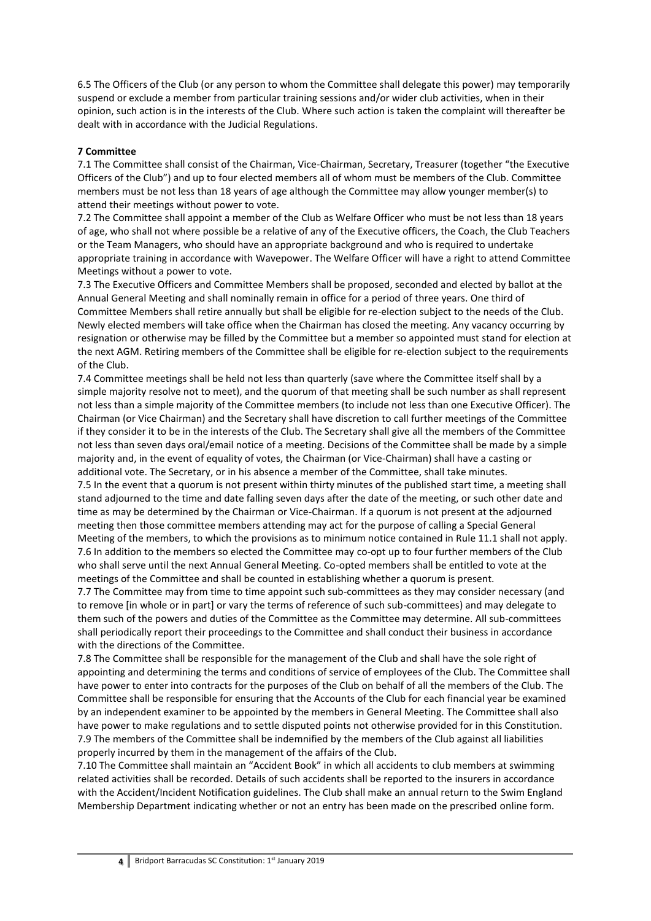6.5 The Officers of the Club (or any person to whom the Committee shall delegate this power) may temporarily suspend or exclude a member from particular training sessions and/or wider club activities, when in their opinion, such action is in the interests of the Club. Where such action is taken the complaint will thereafter be dealt with in accordance with the Judicial Regulations.

**7 Committee**

7.1 The Committee shall consist of the Chairman, Vice-Chairman, Secretary, Treasurer (together "the Executive Officers of the Club") and up to four elected members all of whom must be members of the Club. Committee members must be not less than 18 years of age although the Committee may allow younger member(s) to attend their meetings without power to vote.

7.2 The Committee shall appoint a member of the Club as Welfare Officer who must be not less than 18 years of age, who shall not where possible be a relative of any of the Executive officers, the Coach, the Club Teachers or the Team Managers, who should have an appropriate background and who is required to undertake appropriate training in accordance with Wavepower. The Welfare Officer will have a right to attend Committee Meetings without a power to vote.

7.3 The Executive Officers and Committee Members shall be proposed, seconded and elected by ballot at the Annual General Meeting and shall nominally remain in office for a period of three years. One third of Committee Members shall retire annually but shall be eligible for re-election subject to the needs of the Club. Newly elected members will take office when the Chairman has closed the meeting. Any vacancy occurring by resignation or otherwise may be filled by the Committee but a member so appointed must stand for election at the next AGM. Retiring members of the Committee shall be eligible for re-election subject to the requirements of the Club.

7.4 Committee meetings shall be held not less than quarterly (save where the Committee itself shall by a simple majority resolve not to meet), and the quorum of that meeting shall be such number as shall represent not less than a simple majority of the Committee members (to include not less than one Executive Officer). The Chairman (or Vice Chairman) and the Secretary shall have discretion to call further meetings of the Committee if they consider it to be in the interests of the Club. The Secretary shall give all the members of the Committee not less than seven days oral/email notice of a meeting. Decisions of the Committee shall be made by a simple majority and, in the event of equality of votes, the Chairman (or Vice-Chairman) shall have a casting or additional vote. The Secretary, or in his absence a member of the Committee, shall take minutes.

7.5 In the event that a quorum is not present within thirty minutes of the published start time, a meeting shall stand adjourned to the time and date falling seven days after the date of the meeting, or such other date and time as may be determined by the Chairman or Vice-Chairman. If a quorum is not present at the adjourned meeting then those committee members attending may act for the purpose of calling a Special General Meeting of the members, to which the provisions as to minimum notice contained in Rule 11.1 shall not apply.

7.6 In addition to the members so elected the Committee may co-opt up to four further members of the Club who shall serve until the next Annual General Meeting. Co-opted members shall be entitled to vote at the meetings of the Committee and shall be counted in establishing whether a quorum is present.

7.7 The Committee may from time to time appoint such sub-committees as they may consider necessary (and to remove [in whole or in part] or vary the terms of reference of such sub-committees) and may delegate to them such of the powers and duties of the Committee as the Committee may determine. All sub-committees shall periodically report their proceedings to the Committee and shall conduct their business in accordance with the directions of the Committee.

7.8 The Committee shall be responsible for the management of the Club and shall have the sole right of appointing and determining the terms and conditions of service of employees of the Club. The Committee shall have power to enter into contracts for the purposes of the Club on behalf of all the members of the Club. The Committee shall be responsible for ensuring that the Accounts of the Club for each financial year be examined by an independent examiner to be appointed by the members in General Meeting. The Committee shall also have power to make regulations and to settle disputed points not otherwise provided for in this Constitution.

7.9 The members of the Committee shall be indemnified by the members of the Club against all liabilities properly incurred by them in the management of the affairs of the Club.

7.10 The Committee shall maintain an "Accident Book" in which all accidents to club members at swimming related activities shall be recorded. Details of such accidents shall be reported to the insurers in accordance with the Accident/Incident Notification guidelines. The Club shall make an annual return to the Swim England Membership Department indicating whether or not an entry has been made on the prescribed online form.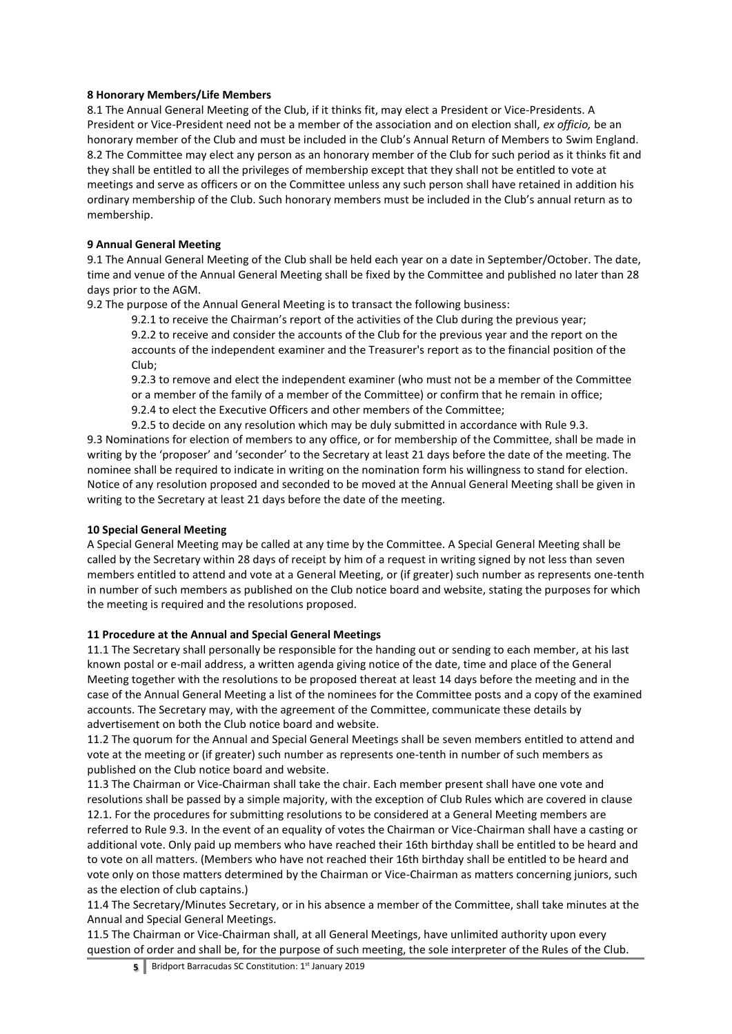**8 Honorary Members/Life Members**

8.1 The Annual General Meeting of the Club, if it thinks fit, may elect a President or Vice-Presidents. A President or Vice-President need not be a member of the association and on election shall, *ex officio,* be an honorary member of the Club and must be included in the Club's Annual Return of Members to Swim England.

8.2 The Committee may elect any person as an honorary member of the Club for such period as it thinks fit and they shall be entitled to all the privileges of membership except that they shall not be entitled to vote at meetings and serve as officers or on the Committee unless any such person shall have retained in addition his ordinary membership of the Club. Such honorary members must be included in the Club's annual return as to membership.

**9 Annual General Meeting**

9.1 The Annual General Meeting of the Club shall be held each year on a date in September/October. The date, time and venue of the Annual General Meeting shall be fixed by the Committee and published no later than 28 days prior to the AGM.

9.2 The purpose of the Annual General Meeting is to transact the following business:

- 9.2.1 to receive the Chairman's report of the activities of the Club during the previous year;
- 9.2.2 to receive and consider the accounts of the Club for the previous year and the report on the accounts of the independent examiner and the Treasurer's report as to the financial position of the Club;
- 9.2.3 to remove and elect the independent examiner (who must not be a member of the Committee or a member of the family of a member of the Committee) or confirm that he remain in office;
- 9.2.4 to elect the Executive Officers and other members of the Committee;
- 9.2.5 to decide on any resolution which may be duly submitted in accordance with Rule 9.3.

9.3 Nominations for election of members to any office, or for membership of the Committee, shall be made in writing by the 'proposer' and 'seconder' to the Secretary at least 21 days before the date of the meeting. The nominee shall be required to indicate in writing on the nomination form his willingness to stand for election. Notice of any resolution proposed and seconded to be moved at the Annual General Meeting shall be given in writing to the Secretary at least 21 days before the date of the meeting.

**10 Special General Meeting**

A Special General Meeting may be called at any time by the Committee. A Special General Meeting shall be called by the Secretary within 28 days of receipt by him of a request in writing signed by not less than seven members entitled to attend and vote at a General Meeting, or (if greater) such number as represents one-tenth in number of such members as published on the Club notice board and website, stating the purposes for which the meeting is required and the resolutions proposed.

**11 Procedure at the Annual and Special General Meetings**

11.1 The Secretary shall personally be responsible for the handing out or sending to each member, at his last known postal or e-mail address, a written agenda giving notice of the date, time and place of the General Meeting together with the resolutions to be proposed thereat at least 14 days before the meeting and in the case of the Annual General Meeting a list of the nominees for the Committee posts and a copy of the examined accounts. The Secretary may, with the agreement of the Committee, communicate these details by advertisement on both the Club notice board and website.

11.2 The quorum for the Annual and Special General Meetings shall be seven members entitled to attend and vote at the meeting or (if greater) such number as represents one-tenth in number of such members as published on the Club notice board and website.

11.3 The Chairman or Vice-Chairman shall take the chair. Each member present shall have one vote and resolutions shall be passed by a simple majority, with the exception of Club Rules which are covered in clause 12.1. For the procedures for submitting resolutions to be considered at a General Meeting members are referred to Rule 9.3. In the event of an equality of votes the Chairman or Vice-Chairman shall have a casting or additional vote. Only paid up members who have reached their 16th birthday shall be entitled to be heard and to vote on all matters. (Members who have not reached their 16th birthday shall be entitled to be heard and vote only on those matters determined by the Chairman or Vice-Chairman as matters concerning juniors, such as the election of club captains.)

11.4 The Secretary/Minutes Secretary, or in his absence a member of the Committee, shall take minutes at the Annual and Special General Meetings.

11.5 The Chairman or Vice-Chairman shall, at all General Meetings, have unlimited authority upon every question of order and shall be, for the purpose of such meeting, the sole interpreter of the Rules of the Club.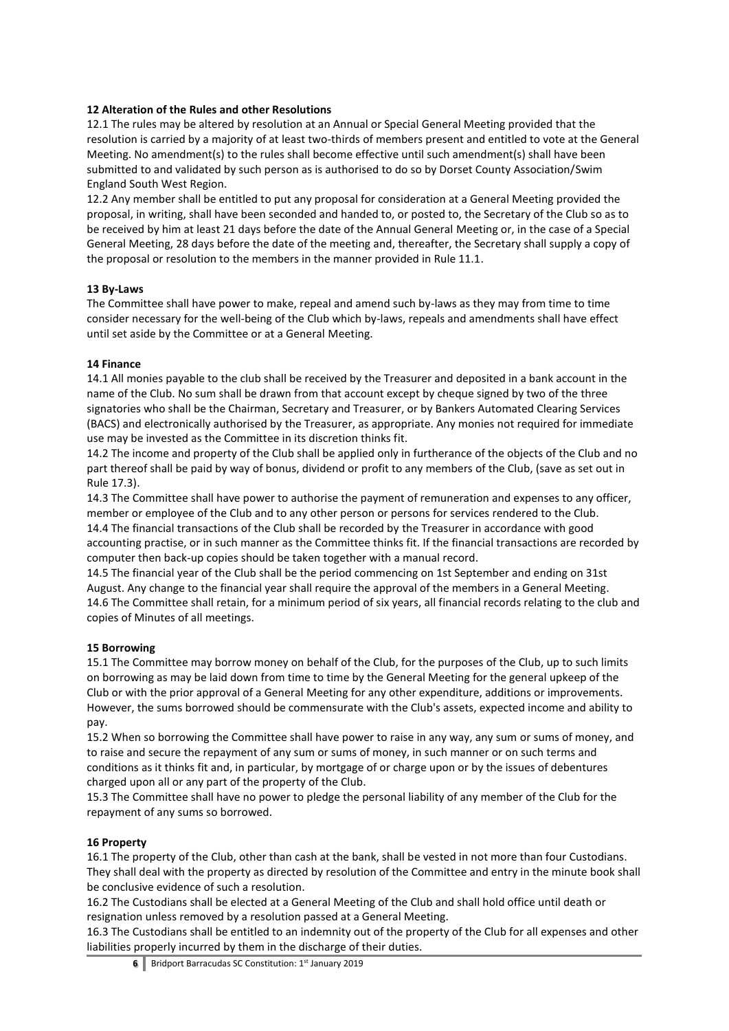**12 Alteration of the Rules and other Resolutions**

12.1 The rules may be altered by resolution at an Annual or Special General Meeting provided that the resolution is carried by a majority of at least two-thirds of members present and entitled to vote at the General Meeting. No amendment(s) to the rules shall become effective until such amendment(s) shall have been submitted to and validated by such person as is authorised to do so by Dorset County Association/Swim England South West Region.

12.2 Any member shall be entitled to put any proposal for consideration at a General Meeting provided the proposal, in writing, shall have been seconded and handed to, or posted to, the Secretary of the Club so as to be received by him at least 21 days before the date of the Annual General Meeting or, in the case of a Special General Meeting, 28 days before the date of the meeting and, thereafter, the Secretary shall supply a copy of the proposal or resolution to the members in the manner provided in Rule 11.1.

**13 By-Laws**

The Committee shall have power to make, repeal and amend such by-laws as they may from time to time consider necessary for the well-being of the Club which by-laws, repeals and amendments shall have effect until set aside by the Committee or at a General Meeting.

**14 Finance**

14.1 All monies payable to the club shall be received by the Treasurer and deposited in a bank account in the name of the Club. No sum shall be drawn from that account except by cheque signed by two of the three signatories who shall be the Chairman, Secretary and Treasurer, or by Bankers Automated Clearing Services (BACS) and electronically authorised by the Treasurer, as appropriate. Any monies not required for immediate use may be invested as the Committee in its discretion thinks fit.

14.2 The income and property of the Club shall be applied only in furtherance of the objects of the Club and no part thereof shall be paid by way of bonus, dividend or profit to any members of the Club, (save as set out in Rule 17.3).

14.3 The Committee shall have power to authorise the payment of remuneration and expenses to any officer, member or employee of the Club and to any other person or persons for services rendered to the Club.

14.4 The financial transactions of the Club shall be recorded by the Treasurer in accordance with good accounting practise, or in such manner as the Committee thinks fit. If the financial transactions are recorded by computer then back-up copies should be taken together with a manual record.

14.5 The financial year of the Club shall be the period commencing on 1st September and ending on 31st August. Any change to the financial year shall require the approval of the members in a General Meeting.

14.6 The Committee shall retain, for a minimum period of six years, all financial records relating to the club and copies of Minutes of all meetings.

**15 Borrowing**

15.1 The Committee may borrow money on behalf of the Club, for the purposes of the Club, up to such limits on borrowing as may be laid down from time to time by the General Meeting for the general upkeep of the Club or with the prior approval of a General Meeting for any other expenditure, additions or improvements. However, the sums borrowed should be commensurate with the Club's assets, expected income and ability to pay.

15.2 When so borrowing the Committee shall have power to raise in any way, any sum or sums of money, and to raise and secure the repayment of any sum or sums of money, in such manner or on such terms and conditions as it thinks fit and, in particular, by mortgage of or charge upon or by the issues of debentures charged upon all or any part of the property of the Club.

15.3 The Committee shall have no power to pledge the personal liability of any member of the Club for the repayment of any sums so borrowed.

**16 Property**

16.1 The property of the Club, other than cash at the bank, shall be vested in not more than four Custodians. They shall deal with the property as directed by resolution of the Committee and entry in the minute book shall be conclusive evidence of such a resolution.

16.2 The Custodians shall be elected at a General Meeting of the Club and shall hold office until death or resignation unless removed by a resolution passed at a General Meeting.

16.3 The Custodians shall be entitled to an indemnity out of the property of the Club for all expenses and other liabilities properly incurred by them in the discharge of their duties.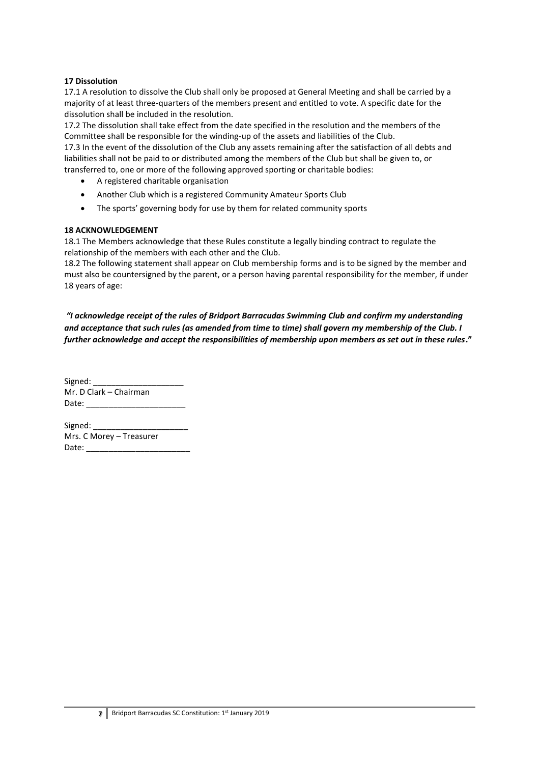**17 Dissolution**

17.1 A resolution to dissolve the Club shall only be proposed at General Meeting and shall be carried by a majority of at least three-quarters of the members present and entitled to vote. A specific date for the dissolution shall be included in the resolution.

17.2 The dissolution shall take effect from the date specified in the resolution and the members of the Committee shall be responsible for the winding-up of the assets and liabilities of the Club.

17.3 In the event of the dissolution of the Club any assets remaining after the satisfaction of all debts and liabilities shall not be paid to or distributed among the members of the Club but shall be given to, or transferred to, one or more of the following approved sporting or charitable bodies:

- A registered charitable organisation
- Another Club which is a registered Community Amateur Sports Club
- The sports' governing body for use by them for related community sports

**18 ACKNOWLEDGEMENT**

18.1 The Members acknowledge that these Rules constitute a legally binding contract to regulate the relationship of the members with each other and the Club.

18.2 The following statement shall appear on Club membership forms and is to be signed by the member and must also be countersigned by the parent, or a person having parental responsibility for the member, if under 18 years of age:

***"I acknowledge receipt of the rules of Bridport Barracudas Swimming Club and confirm my understanding and acceptance that such rules (as amended from time to time) shall govern my membership of the Club. I further acknowledge and accept the responsibilities of membership upon members as set out in these rules."***

Signed: ____________________
Mr. D Clark – Chairman
Date: ______________________

Signed: _____________________
Mrs. C Morey – Treasurer
Date: _______________________